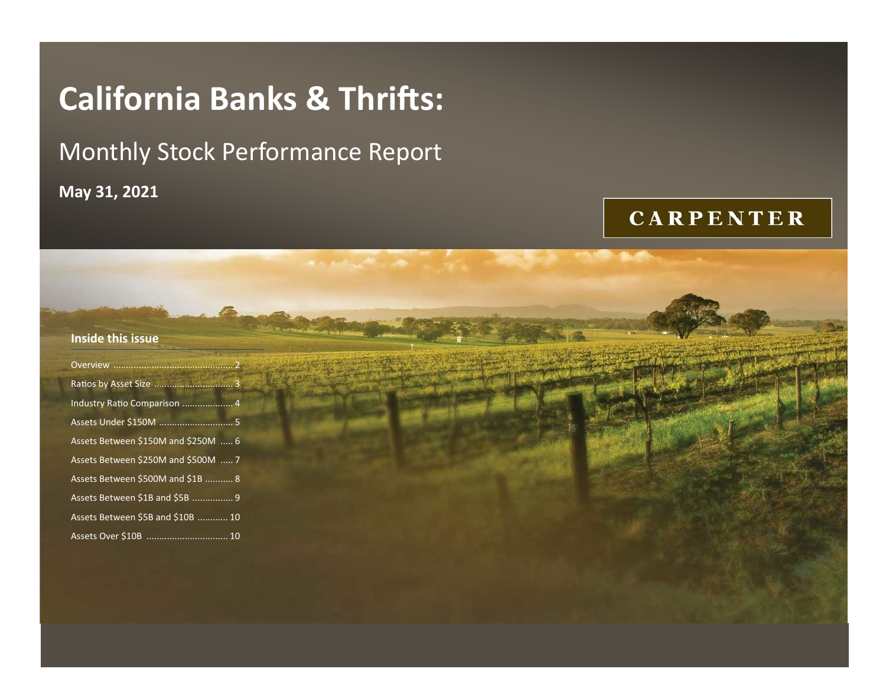# California Banks & Thrifts:

## Monthly Stock Performance Report

**May 31, 2021**

CARPENTER

### Inside this issue

- Overview .............................................. 2
- Ratios by Asset Size .............................. 3
- Industry Ratio Comparison .................... 4
- Assets Under $150M ............................. 5
- Assets Between $150M and $250M ..... 6
- Assets Between $250M and $500M ..... 7
- Assets Between $500M and $1B ........... 8
- Assets Between $1B and $5B ................ 9
- Assets Between $5B and $10B ............ 10
- Assets Over $10B ................................ 10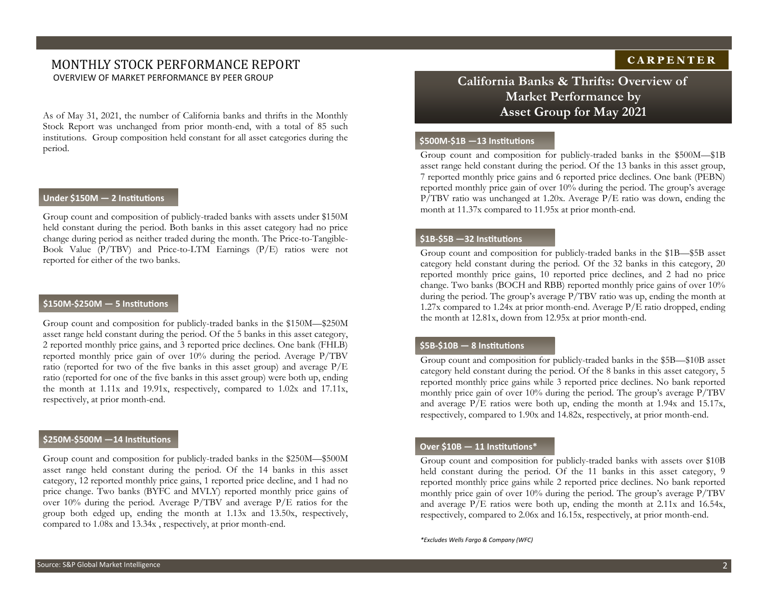# MONTHLY STOCK PERFORMANCE REPORT

OVERVIEW OF MARKET PERFORMANCE BY PEER GROUP

As of May 31, 2021, the number of California banks and thrifts in the Monthly Stock Report was unchanged from prior month-end, with a total of 85 such institutions. Group composition held constant for all asset categories during the period.

### Under $150M — 2 Institutions

Group count and composition of publicly-traded banks with assets under $150M held constant during the period. Both banks in this asset category had no price change during period as neither traded during the month. The Price-to-Tangible-Book Value (P/TBV) and Price-to-LTM Earnings (P/E) ratios were not reported for either of the two banks.

### $150M-$250M — 5 Institutions

Group count and composition for publicly-traded banks in the $150M—$250M asset range held constant during the period. Of the 5 banks in this asset category, 2 reported monthly price gains, and 3 reported price declines. One bank (FHLB) reported monthly price gain of over 10% during the period. Average P/TBV ratio (reported for two of the five banks in this asset group) and average P/E ratio (reported for one of the five banks in this asset group) were both up, ending the month at 1.11x and 19.91x, respectively, compared to 1.02x and 17.11x, respectively, at prior month-end.

### $250M-$500M —14 Institutions

Group count and composition for publicly-traded banks in the $250M—$500M asset range held constant during the period. Of the 14 banks in this asset category, 12 reported monthly price gains, 1 reported price decline, and 1 had no price change. Two banks (BYFC and MVLY) reported monthly price gains of over 10% during the period. Average P/TBV and average P/E ratios for the group both edged up, ending the month at 1.13x and 13.50x, respectively, compared to 1.08x and 13.34x , respectively, at prior month-end.

## California Banks & Thrifts: Overview of Market Performance by Asset Group for May 2021

### $500M-$1B —13 Institutions

Group count and composition for publicly-traded banks in the $500M—$1B asset range held constant during the period. Of the 13 banks in this asset group, 7 reported monthly price gains and 6 reported price declines. One bank (PEBN) reported monthly price gain of over 10% during the period. The group's average P/TBV ratio was unchanged at 1.20x. Average P/E ratio was down, ending the month at 11.37x compared to 11.95x at prior month-end.

### $1B-$5B —32 Institutions

Group count and composition for publicly-traded banks in the $1B—$5B asset category held constant during the period. Of the 32 banks in this category, 20 reported monthly price gains, 10 reported price declines, and 2 had no price change. Two banks (BOCH and RBB) reported monthly price gains of over 10% during the period. The group's average P/TBV ratio was up, ending the month at 1.27x compared to 1.24x at prior month-end. Average P/E ratio dropped, ending the month at 12.81x, down from 12.95x at prior month-end.

### $5B-$10B — 8 Institutions

Group count and composition for publicly-traded banks in the $5B—$10B asset category held constant during the period. Of the 8 banks in this asset category, 5 reported monthly price gains while 3 reported price declines. No bank reported monthly price gain of over 10% during the period. The group's average P/TBV and average P/E ratios were both up, ending the month at 1.94x and 15.17x, respectively, compared to 1.90x and 14.82x, respectively, at prior month-end.

### Over $10B — 11 Institutions*

Group count and composition for publicly-traded banks with assets over $10B held constant during the period. Of the 11 banks in this asset category, 9 reported monthly price gains while 2 reported price declines. No bank reported monthly price gain of over 10% during the period. The group's average P/TBV and average P/E ratios were both up, ending the month at 2.11x and 16.54x, respectively, compared to 2.06x and 16.15x, respectively, at prior month-end.

*\*Excludes Wells Fargo & Company (WFC)*

Source: S&P Global Market Intelligence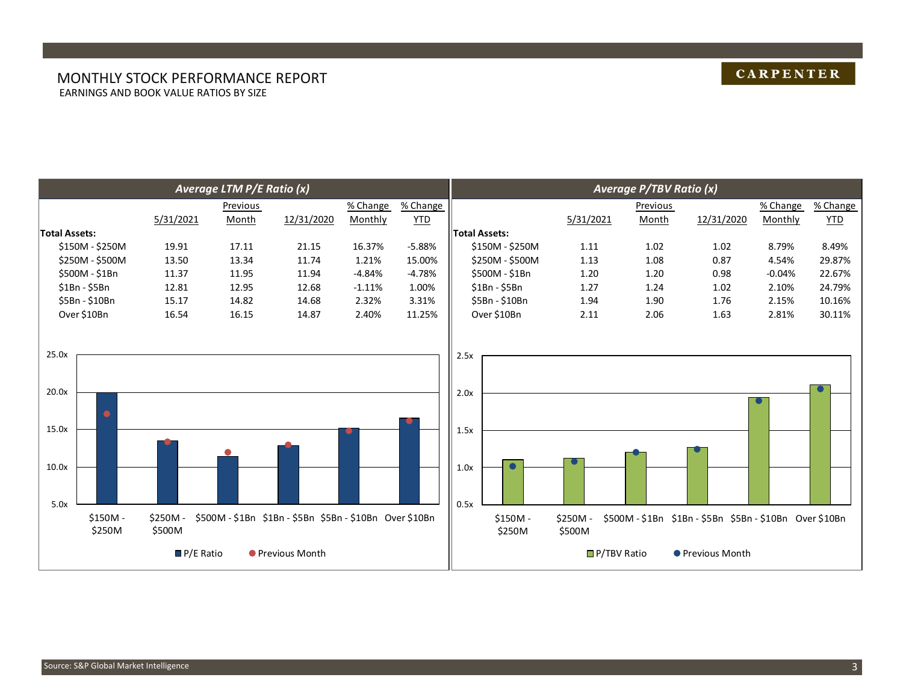# MONTHLY STOCK PERFORMANCE REPORT

EARNINGS AND BOOK VALUE RATIOS BY SIZE

**CARPENTER**

## *Average LTM P/E Ratio (x)*

| | 5/31/2021 | Previous Month | 12/31/2020 | % Change Monthly | % Change YTD |
|---|---|---|---|---|---|
| **Total Assets:** | | | | | |
| $150M - $250M | 19.91 | 17.11 | 21.15 | 16.37% | -5.88% |
| $250M - $500M | 13.50 | 13.34 | 11.74 | 1.21% | 15.00% |
| $500M - $1Bn | 11.37 | 11.95 | 11.94 | -4.84% | -4.78% |
| $1Bn - $5Bn | 12.81 | 12.95 | 12.68 | -1.11% | 1.00% |
| $5Bn - $10Bn | 15.17 | 14.82 | 14.68 | 2.32% | 3.31% |
| Over $10Bn | 16.54 | 16.15 | 14.87 | 2.40% | 11.25% |

## *Average P/TBV Ratio (x)*

| | 5/31/2021 | Previous Month | 12/31/2020 | % Change Monthly | % Change YTD |
|---|---|---|---|---|---|
| **Total Assets:** | | | | | |
| $150M - $250M | 1.11 | 1.02 | 1.02 | 8.79% | 8.49% |
| $250M - $500M | 1.13 | 1.08 | 0.87 | 4.54% | 29.87% |
| $500M - $1Bn | 1.20 | 1.20 | 0.98 | -0.04% | 22.67% |
| $1Bn - $5Bn | 1.27 | 1.24 | 1.02 | 2.10% | 24.79% |
| $5Bn - $10Bn | 1.94 | 1.90 | 1.76 | 2.15% | 10.16% |
| Over $10Bn | 2.11 | 2.06 | 1.63 | 2.81% | 30.11% |

Source: S&P Global Market Intelligence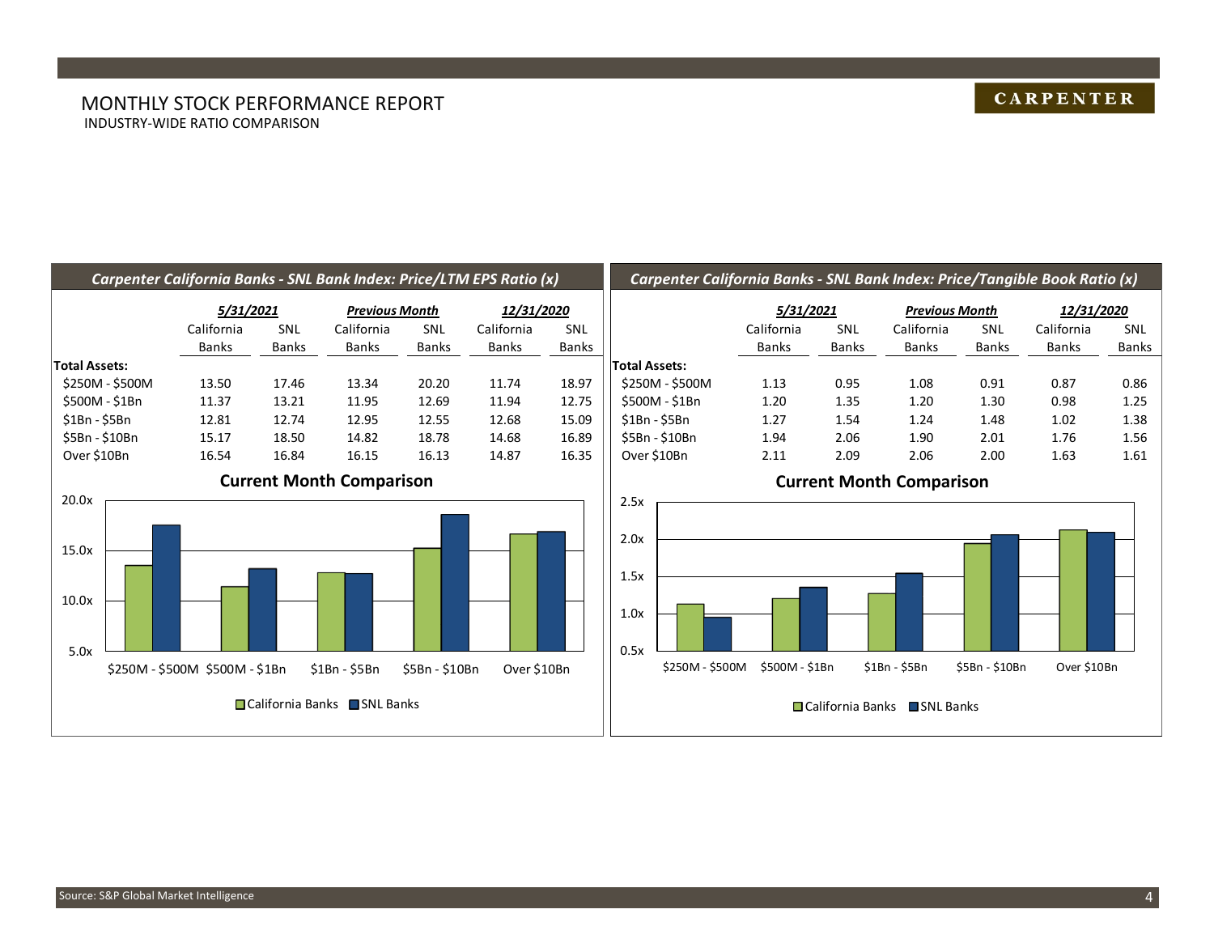# MONTHLY STOCK PERFORMANCE REPORT

INDUSTRY-WIDE RATIO COMPARISON

## *Carpenter California Banks - SNL Bank Index: Price/LTM EPS Ratio (x)*

| | ***5/31/2021*** | | ***Previous Month*** | | ***12/31/2020*** | |
|---|---|---|---|---|---|---|
| | California Banks | SNL Banks | California Banks | SNL Banks | California Banks | SNL Banks |
| **Total Assets:** | | | | | | |
| $250M - $500M | 13.50 | 17.46 | 13.34 | 20.20 | 11.74 | 18.97 |
| $500M - $1Bn | 11.37 | 13.21 | 11.95 | 12.69 | 11.94 | 12.75 |
| $1Bn - $5Bn | 12.81 | 12.74 | 12.95 | 12.55 | 12.68 | 15.09 |
| $5Bn - $10Bn | 15.17 | 18.50 | 14.82 | 18.78 | 14.68 | 16.89 |
| Over $10Bn | 16.54 | 16.84 | 16.15 | 16.13 | 14.87 | 16.35 |

### Current Month Comparison

## *Carpenter California Banks - SNL Bank Index: Price/Tangible Book Ratio (x)*

| | ***5/31/2021*** | | ***Previous Month*** | | ***12/31/2020*** | |
|---|---|---|---|---|---|---|
| | California Banks | SNL Banks | California Banks | SNL Banks | California Banks | SNL Banks |
| **Total Assets:** | | | | | | |
| $250M - $500M | 1.13 | 0.95 | 1.08 | 0.91 | 0.87 | 0.86 |
| $500M - $1Bn | 1.20 | 1.35 | 1.20 | 1.30 | 0.98 | 1.25 |
| $1Bn - $5Bn | 1.27 | 1.54 | 1.24 | 1.48 | 1.02 | 1.38 |
| $5Bn - $10Bn | 1.94 | 2.06 | 1.90 | 2.01 | 1.76 | 1.56 |
| Over $10Bn | 2.11 | 2.09 | 2.06 | 2.00 | 1.63 | 1.61 |

### Current Month Comparison

Source: S&P Global Market Intelligence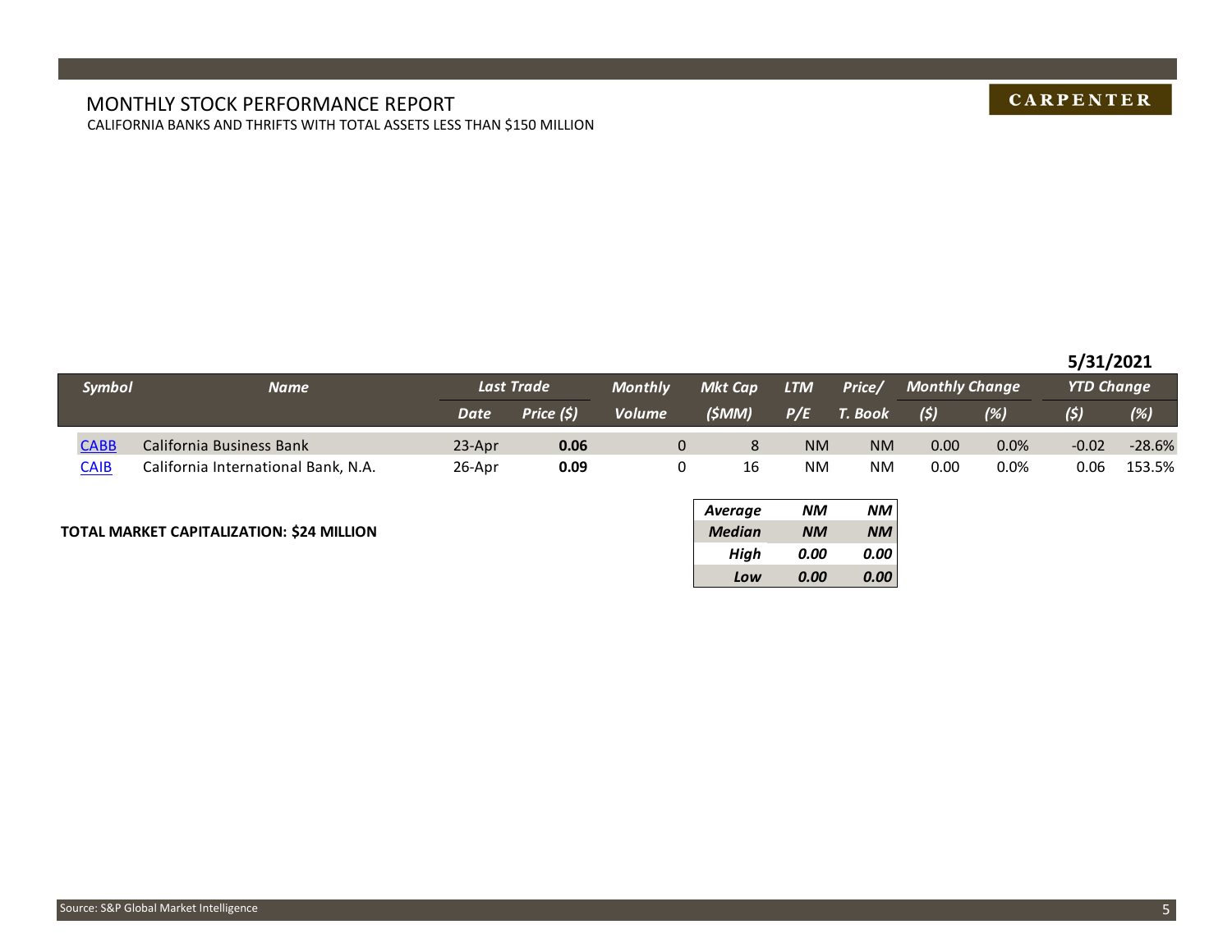# MONTHLY STOCK PERFORMANCE REPORT

CALIFORNIA BANKS AND THRIFTS WITH TOTAL ASSETS LESS THAN $150 MILLION

**5/31/2021**

| Symbol | Name | Last Trade | | Monthly | Mkt Cap | LTM | Price/ | Monthly Change | | YTD Change | |
|---|---|---|---|---|---|---|---|---|---|---|---|
| | | Date | Price ($) | Volume | ($MM) | P/E | T. Book | ($) | (%) | ($) | (%) |
| CABB | California Business Bank | 23-Apr | **0.06** | 0 | 8 | NM | NM | 0.00 | 0.0% | -0.02 | -28.6% |
| CAIB | California International Bank, N.A. | 26-Apr | **0.09** | 0 | 16 | NM | NM | 0.00 | 0.0% | 0.06 | 153.5% |

**TOTAL MARKET CAPITALIZATION: $24 MILLION**

| | LTM P/E | Price/ T. Book |
|---|---|---|
| ***Average*** | ***NM*** | ***NM*** |
| ***Median*** | ***NM*** | ***NM*** |
| ***High*** | ***0.00*** | ***0.00*** |
| ***Low*** | ***0.00*** | ***0.00*** |

Source: S&P Global Market Intelligence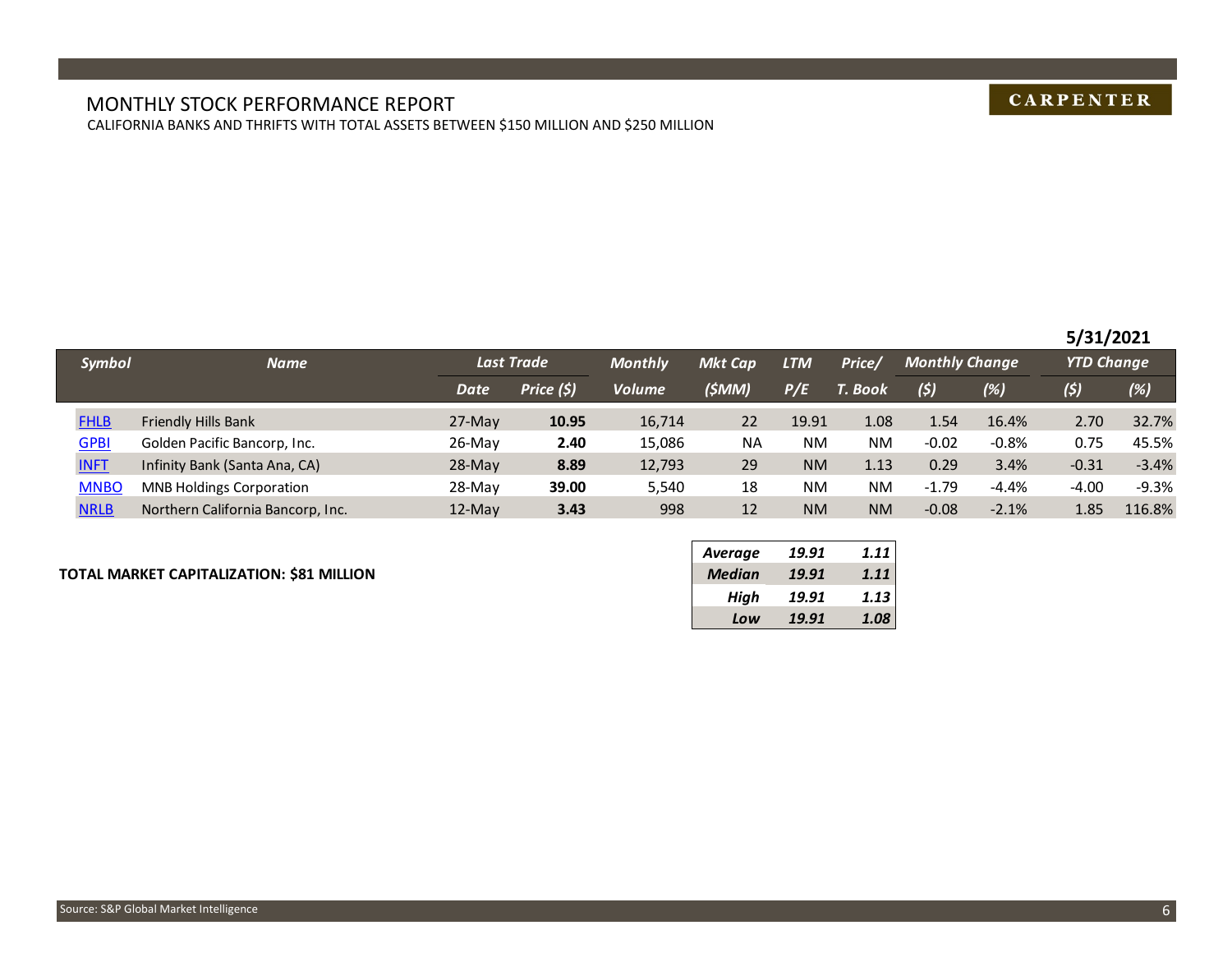# MONTHLY STOCK PERFORMANCE REPORT

CALIFORNIA BANKS AND THRIFTS WITH TOTAL ASSETS BETWEEN $150 MILLION AND $250 MILLION

**CARPENTER**

**5/31/2021**

| Symbol | Name | Last Trade | | Monthly | Mkt Cap | LTM | Price/ | Monthly Change | | YTD Change | |
|---|---|---|---|---|---|---|---|---|---|---|---|
| | | Date | Price ($) | Volume | ($MM) | P/E | T. Book | ($) | (%) | ($) | (%) |
| FHLB | Friendly Hills Bank | 27-May | **10.95** | 16,714 | 22 | 19.91 | 1.08 | 1.54 | 16.4% | 2.70 | 32.7% |
| GPBI | Golden Pacific Bancorp, Inc. | 26-May | **2.40** | 15,086 | NA | NM | NM | -0.02 | -0.8% | 0.75 | 45.5% |
| INFT | Infinity Bank (Santa Ana, CA) | 28-May | **8.89** | 12,793 | 29 | NM | 1.13 | 0.29 | 3.4% | -0.31 | -3.4% |
| MNBO | MNB Holdings Corporation | 28-May | **39.00** | 5,540 | 18 | NM | NM | -1.79 | -4.4% | -4.00 | -9.3% |
| NRLB | Northern California Bancorp, Inc. | 12-May | **3.43** | 998 | 12 | NM | NM | -0.08 | -2.1% | 1.85 | 116.8% |

**TOTAL MARKET CAPITALIZATION: $81 MILLION**

| | LTM P/E | Price/ T. Book |
|---|---|---|
| ***Average*** | ***19.91*** | ***1.11*** |
| ***Median*** | ***19.91*** | ***1.11*** |
| ***High*** | ***19.91*** | ***1.13*** |
| ***Low*** | ***19.91*** | ***1.08*** |

Source: S&P Global Market Intelligence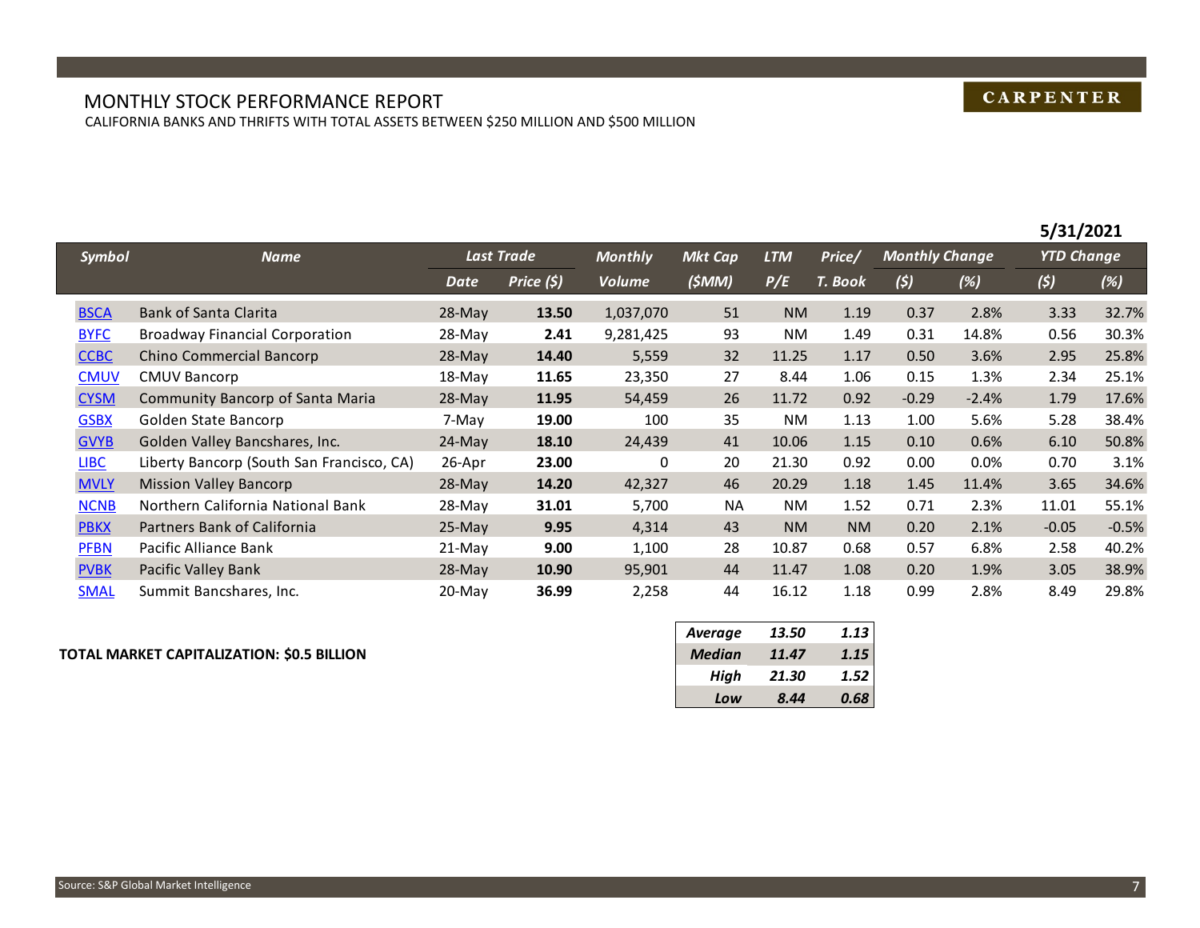# MONTHLY STOCK PERFORMANCE REPORT

CALIFORNIA BANKS AND THRIFTS WITH TOTAL ASSETS BETWEEN $250 MILLION AND $500 MILLION

**CARPENTER**

**5/31/2021**

| Symbol | Name | Last Trade | | Monthly | Mkt Cap | LTM | Price/ | Monthly Change | | YTD Change | |
|---|---|---|---|---|---|---|---|---|---|---|---|
| | | Date | Price ($) | Volume | ($MM) | P/E | T. Book | ($) | (%) | ($) | (%) |
| BSCA | Bank of Santa Clarita | 28-May | **13.50** | 1,037,070 | 51 | NM | 1.19 | 0.37 | 2.8% | 3.33 | 32.7% |
| BYFC | Broadway Financial Corporation | 28-May | **2.41** | 9,281,425 | 93 | NM | 1.49 | 0.31 | 14.8% | 0.56 | 30.3% |
| CCBC | Chino Commercial Bancorp | 28-May | **14.40** | 5,559 | 32 | 11.25 | 1.17 | 0.50 | 3.6% | 2.95 | 25.8% |
| CMUV | CMUV Bancorp | 18-May | **11.65** | 23,350 | 27 | 8.44 | 1.06 | 0.15 | 1.3% | 2.34 | 25.1% |
| CYSM | Community Bancorp of Santa Maria | 28-May | **11.95** | 54,459 | 26 | 11.72 | 0.92 | -0.29 | -2.4% | 1.79 | 17.6% |
| GSBX | Golden State Bancorp | 7-May | **19.00** | 100 | 35 | NM | 1.13 | 1.00 | 5.6% | 5.28 | 38.4% |
| GVYB | Golden Valley Bancshares, Inc. | 24-May | **18.10** | 24,439 | 41 | 10.06 | 1.15 | 0.10 | 0.6% | 6.10 | 50.8% |
| LIBC | Liberty Bancorp (South San Francisco, CA) | 26-Apr | **23.00** | 0 | 20 | 21.30 | 0.92 | 0.00 | 0.0% | 0.70 | 3.1% |
| MVLY | Mission Valley Bancorp | 28-May | **14.20** | 42,327 | 46 | 20.29 | 1.18 | 1.45 | 11.4% | 3.65 | 34.6% |
| NCNB | Northern California National Bank | 28-May | **31.01** | 5,700 | NA | NM | 1.52 | 0.71 | 2.3% | 11.01 | 55.1% |
| PBKX | Partners Bank of California | 25-May | **9.95** | 4,314 | 43 | NM | NM | 0.20 | 2.1% | -0.05 | -0.5% |
| PFBN | Pacific Alliance Bank | 21-May | **9.00** | 1,100 | 28 | 10.87 | 0.68 | 0.57 | 6.8% | 2.58 | 40.2% |
| PVBK | Pacific Valley Bank | 28-May | **10.90** | 95,901 | 44 | 11.47 | 1.08 | 0.20 | 1.9% | 3.05 | 38.9% |
| SMAL | Summit Bancshares, Inc. | 20-May | **36.99** | 2,258 | 44 | 16.12 | 1.18 | 0.99 | 2.8% | 8.49 | 29.8% |

| | LTM P/E | Price/T. Book |
|---|---|---|
| *Average* | *13.50* | *1.13* |
| *Median* | *11.47* | *1.15* |
| *High* | *21.30* | *1.52* |
| *Low* | *8.44* | *0.68* |

**TOTAL MARKET CAPITALIZATION: $0.5 BILLION**

Source: S&P Global Market Intelligence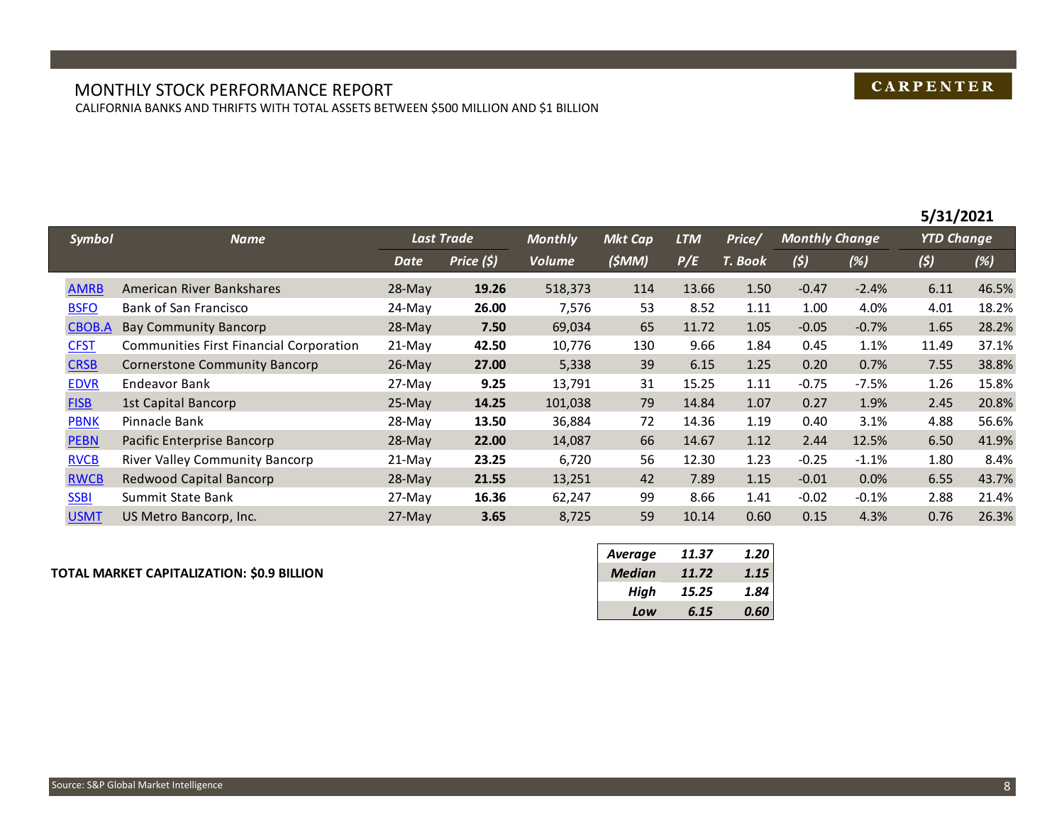# MONTHLY STOCK PERFORMANCE REPORT

CALIFORNIA BANKS AND THRIFTS WITH TOTAL ASSETS BETWEEN $500 MILLION AND $1 BILLION

**CARPENTER**

**5/31/2021**

| Symbol | Name | Last Trade | | Monthly | Mkt Cap | LTM | Price/ | Monthly Change | | YTD Change | |
|---|---|---|---|---|---|---|---|---|---|---|---|
| | | Date | Price ($) | Volume | ($MM) | P/E | T. Book | ($) | (%) | ($) | (%) |
| AMRB | American River Bankshares | 28-May | **19.26** | 518,373 | 114 | 13.66 | 1.50 | -0.47 | -2.4% | 6.11 | 46.5% |
| BSFO | Bank of San Francisco | 24-May | **26.00** | 7,576 | 53 | 8.52 | 1.11 | 1.00 | 4.0% | 4.01 | 18.2% |
| CBOB.A | Bay Community Bancorp | 28-May | **7.50** | 69,034 | 65 | 11.72 | 1.05 | -0.05 | -0.7% | 1.65 | 28.2% |
| CFST | Communities First Financial Corporation | 21-May | **42.50** | 10,776 | 130 | 9.66 | 1.84 | 0.45 | 1.1% | 11.49 | 37.1% |
| CRSB | Cornerstone Community Bancorp | 26-May | **27.00** | 5,338 | 39 | 6.15 | 1.25 | 0.20 | 0.7% | 7.55 | 38.8% |
| EDVR | Endeavor Bank | 27-May | **9.25** | 13,791 | 31 | 15.25 | 1.11 | -0.75 | -7.5% | 1.26 | 15.8% |
| FISB | 1st Capital Bancorp | 25-May | **14.25** | 101,038 | 79 | 14.84 | 1.07 | 0.27 | 1.9% | 2.45 | 20.8% |
| PBNK | Pinnacle Bank | 28-May | **13.50** | 36,884 | 72 | 14.36 | 1.19 | 0.40 | 3.1% | 4.88 | 56.6% |
| PEBN | Pacific Enterprise Bancorp | 28-May | **22.00** | 14,087 | 66 | 14.67 | 1.12 | 2.44 | 12.5% | 6.50 | 41.9% |
| RVCB | River Valley Community Bancorp | 21-May | **23.25** | 6,720 | 56 | 12.30 | 1.23 | -0.25 | -1.1% | 1.80 | 8.4% |
| RWCB | Redwood Capital Bancorp | 28-May | **21.55** | 13,251 | 42 | 7.89 | 1.15 | -0.01 | 0.0% | 6.55 | 43.7% |
| SSBI | Summit State Bank | 27-May | **16.36** | 62,247 | 99 | 8.66 | 1.41 | -0.02 | -0.1% | 2.88 | 21.4% |
| USMT | US Metro Bancorp, Inc. | 27-May | **3.65** | 8,725 | 59 | 10.14 | 0.60 | 0.15 | 4.3% | 0.76 | 26.3% |

**TOTAL MARKET CAPITALIZATION: $0.9 BILLION**

| | LTM P/E | Price/ T. Book |
|---|---|---|
| *Average* | *11.37* | *1.20* |
| *Median* | *11.72* | *1.15* |
| *High* | *15.25* | *1.84* |
| *Low* | *6.15* | *0.60* |

Source: S&P Global Market Intelligence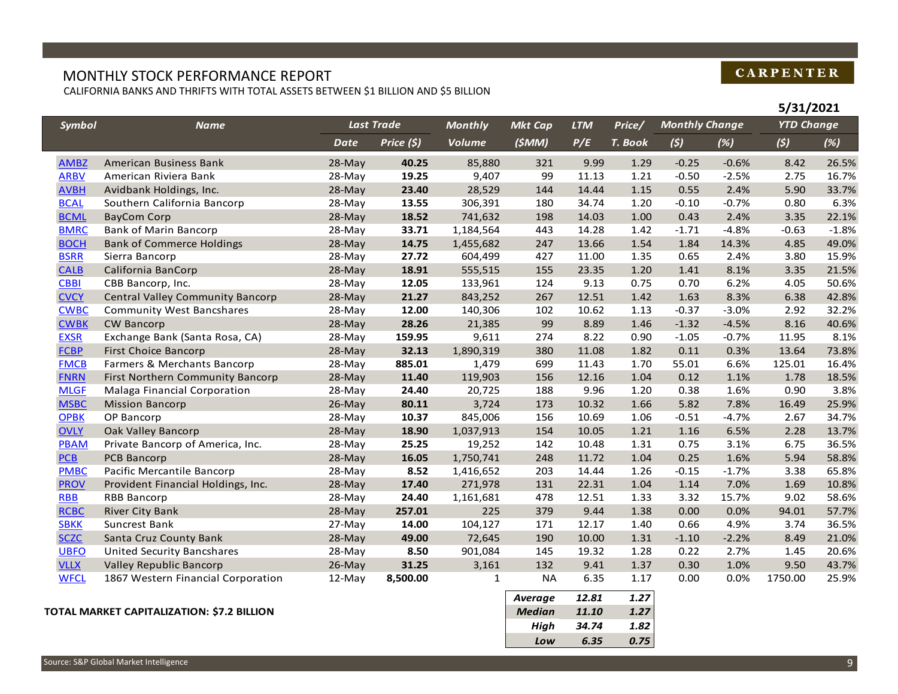CARPENTER

# MONTHLY STOCK PERFORMANCE REPORT

CALIFORNIA BANKS AND THRIFTS WITH TOTAL ASSETS BETWEEN $1 BILLION AND $5 BILLION

**5/31/2021**

| Symbol | Name | Last Trade | | Monthly | Mkt Cap | LTM | Price/ | Monthly Change | | YTD Change | |
|---|---|---|---|---|---|---|---|---|---|---|---|
| | | Date | Price ($) | Volume | ($MM) | P/E | T. Book | ($) | (%) | ($) | (%) |
| AMBZ | American Business Bank | 28-May | **40.25** | 85,880 | 321 | 9.99 | 1.29 | -0.25 | -0.6% | 8.42 | 26.5% |
| ARBV | American Riviera Bank | 28-May | **19.25** | 9,407 | 99 | 11.13 | 1.21 | -0.50 | -2.5% | 2.75 | 16.7% |
| AVBH | Avidbank Holdings, Inc. | 28-May | **23.40** | 28,529 | 144 | 14.44 | 1.15 | 0.55 | 2.4% | 5.90 | 33.7% |
| BCAL | Southern California Bancorp | 28-May | **13.55** | 306,391 | 180 | 34.74 | 1.20 | -0.10 | -0.7% | 0.80 | 6.3% |
| BCML | BayCom Corp | 28-May | **18.52** | 741,632 | 198 | 14.03 | 1.00 | 0.43 | 2.4% | 3.35 | 22.1% |
| BMRC | Bank of Marin Bancorp | 28-May | **33.71** | 1,184,564 | 443 | 14.28 | 1.42 | -1.71 | -4.8% | -0.63 | -1.8% |
| BOCH | Bank of Commerce Holdings | 28-May | **14.75** | 1,455,682 | 247 | 13.66 | 1.54 | 1.84 | 14.3% | 4.85 | 49.0% |
| BSRR | Sierra Bancorp | 28-May | **27.72** | 604,499 | 427 | 11.00 | 1.35 | 0.65 | 2.4% | 3.80 | 15.9% |
| CALB | California BanCorp | 28-May | **18.91** | 555,515 | 155 | 23.35 | 1.20 | 1.41 | 8.1% | 3.35 | 21.5% |
| CBBI | CBB Bancorp, Inc. | 28-May | **12.05** | 133,961 | 124 | 9.13 | 0.75 | 0.70 | 6.2% | 4.05 | 50.6% |
| CVCY | Central Valley Community Bancorp | 28-May | **21.27** | 843,252 | 267 | 12.51 | 1.42 | 1.63 | 8.3% | 6.38 | 42.8% |
| CWBC | Community West Bancshares | 28-May | **12.00** | 140,306 | 102 | 10.62 | 1.13 | -0.37 | -3.0% | 2.92 | 32.2% |
| CWBK | CW Bancorp | 28-May | **28.26** | 21,385 | 99 | 8.89 | 1.46 | -1.32 | -4.5% | 8.16 | 40.6% |
| EXSR | Exchange Bank (Santa Rosa, CA) | 28-May | **159.95** | 9,611 | 274 | 8.22 | 0.90 | -1.05 | -0.7% | 11.95 | 8.1% |
| FCBP | First Choice Bancorp | 28-May | **32.13** | 1,890,319 | 380 | 11.08 | 1.82 | 0.11 | 0.3% | 13.64 | 73.8% |
| FMCB | Farmers & Merchants Bancorp | 28-May | **885.01** | 1,479 | 699 | 11.43 | 1.70 | 55.01 | 6.6% | 125.01 | 16.4% |
| FNRN | First Northern Community Bancorp | 28-May | **11.40** | 119,903 | 156 | 12.16 | 1.04 | 0.12 | 1.1% | 1.78 | 18.5% |
| MLGF | Malaga Financial Corporation | 28-May | **24.40** | 20,725 | 188 | 9.96 | 1.20 | 0.38 | 1.6% | 0.90 | 3.8% |
| MSBC | Mission Bancorp | 26-May | **80.11** | 3,724 | 173 | 10.32 | 1.66 | 5.82 | 7.8% | 16.49 | 25.9% |
| OPBK | OP Bancorp | 28-May | **10.37** | 845,006 | 156 | 10.69 | 1.06 | -0.51 | -4.7% | 2.67 | 34.7% |
| OVLY | Oak Valley Bancorp | 28-May | **18.90** | 1,037,913 | 154 | 10.05 | 1.21 | 1.16 | 6.5% | 2.28 | 13.7% |
| PBAM | Private Bancorp of America, Inc. | 28-May | **25.25** | 19,252 | 142 | 10.48 | 1.31 | 0.75 | 3.1% | 6.75 | 36.5% |
| PCB | PCB Bancorp | 28-May | **16.05** | 1,750,741 | 248 | 11.72 | 1.04 | 0.25 | 1.6% | 5.94 | 58.8% |
| PMBC | Pacific Mercantile Bancorp | 28-May | **8.52** | 1,416,652 | 203 | 14.44 | 1.26 | -0.15 | -1.7% | 3.38 | 65.8% |
| PROV | Provident Financial Holdings, Inc. | 28-May | **17.40** | 271,978 | 131 | 22.31 | 1.04 | 1.14 | 7.0% | 1.69 | 10.8% |
| RBB | RBB Bancorp | 28-May | **24.40** | 1,161,681 | 478 | 12.51 | 1.33 | 3.32 | 15.7% | 9.02 | 58.6% |
| RCBC | River City Bank | 28-May | **257.01** | 225 | 379 | 9.44 | 1.38 | 0.00 | 0.0% | 94.01 | 57.7% |
| SBKK | Suncrest Bank | 27-May | **14.00** | 104,127 | 171 | 12.17 | 1.40 | 0.66 | 4.9% | 3.74 | 36.5% |
| SCZC | Santa Cruz County Bank | 28-May | **49.00** | 72,645 | 190 | 10.00 | 1.31 | -1.10 | -2.2% | 8.49 | 21.0% |
| UBFO | United Security Bancshares | 28-May | **8.50** | 901,084 | 145 | 19.32 | 1.28 | 0.22 | 2.7% | 1.45 | 20.6% |
| VLLX | Valley Republic Bancorp | 26-May | **31.25** | 3,161 | 132 | 9.41 | 1.37 | 0.30 | 1.0% | 9.50 | 43.7% |
| WFCL | 1867 Western Financial Corporation | 12-May | **8,500.00** | 1 | NA | 6.35 | 1.17 | 0.00 | 0.0% | 1750.00 | 25.9% |
| | | | | | ***Average*** | ***12.81*** | ***1.27*** | | | | |
| | | | | | ***Median*** | ***11.10*** | ***1.27*** | | | | |
| | | | | | ***High*** | ***34.74*** | ***1.82*** | | | | |
| | | | | | ***Low*** | ***6.35*** | ***0.75*** | | | | |

**TOTAL MARKET CAPITALIZATION: $7.2 BILLION**

Source: S&P Global Market Intelligence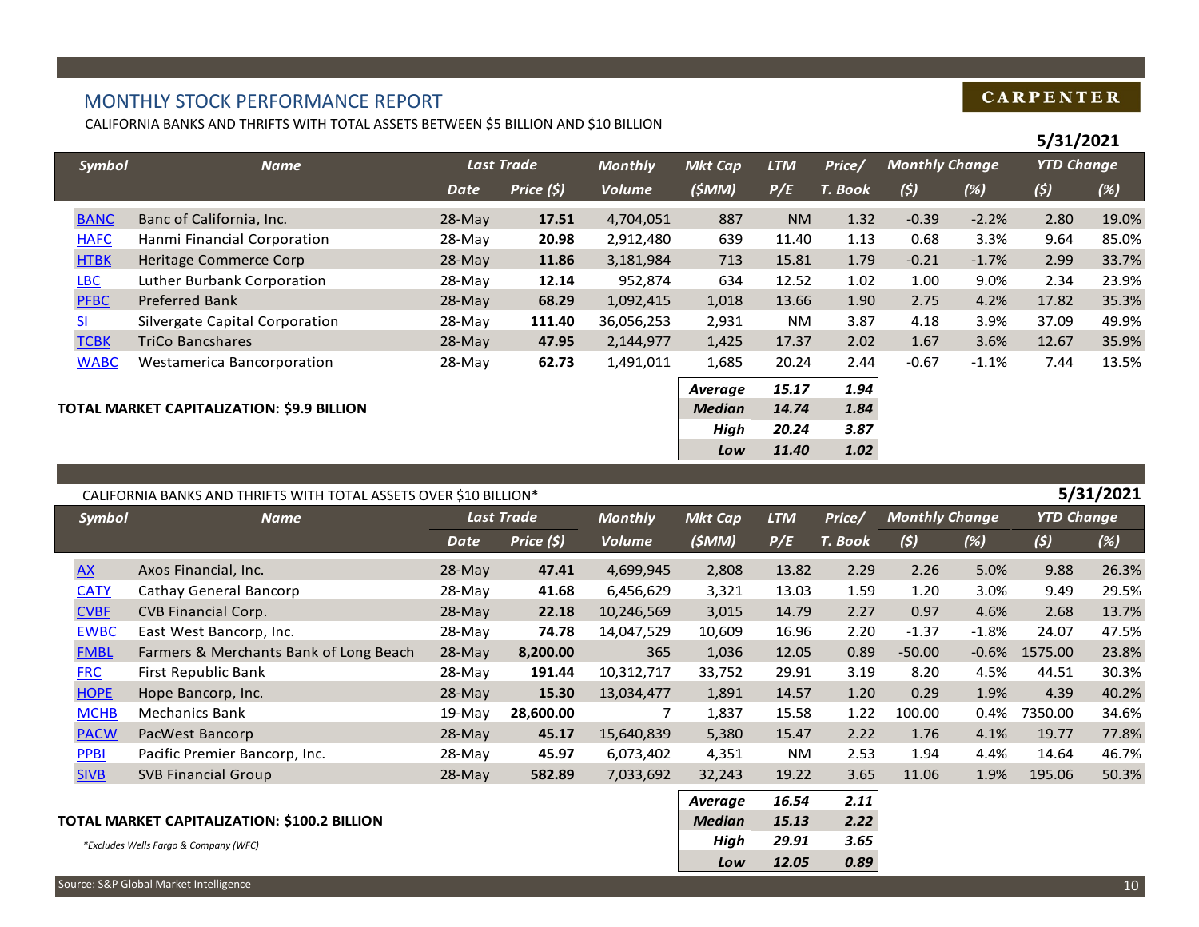# MONTHLY STOCK PERFORMANCE REPORT

CARPENTER

CALIFORNIA BANKS AND THRIFTS WITH TOTAL ASSETS BETWEEN $5 BILLION AND $10 BILLION

**5/31/2021**

| Symbol | Name | Last Trade | | Monthly | Mkt Cap | LTM | Price/ | Monthly Change | | YTD Change | |
|---|---|---|---|---|---|---|---|---|---|---|---|
| | | Date | Price ($) | Volume | ($MM) | P/E | T. Book | ($) | (%) | ($) | (%) |
| BANC | Banc of California, Inc. | 28-May | **17.51** | 4,704,051 | 887 | NM | 1.32 | -0.39 | -2.2% | 2.80 | 19.0% |
| HAFC | Hanmi Financial Corporation | 28-May | **20.98** | 2,912,480 | 639 | 11.40 | 1.13 | 0.68 | 3.3% | 9.64 | 85.0% |
| HTBK | Heritage Commerce Corp | 28-May | **11.86** | 3,181,984 | 713 | 15.81 | 1.79 | -0.21 | -1.7% | 2.99 | 33.7% |
| LBC | Luther Burbank Corporation | 28-May | **12.14** | 952,874 | 634 | 12.52 | 1.02 | 1.00 | 9.0% | 2.34 | 23.9% |
| PFBC | Preferred Bank | 28-May | **68.29** | 1,092,415 | 1,018 | 13.66 | 1.90 | 2.75 | 4.2% | 17.82 | 35.3% |
| SI | Silvergate Capital Corporation | 28-May | **111.40** | 36,056,253 | 2,931 | NM | 3.87 | 4.18 | 3.9% | 37.09 | 49.9% |
| TCBK | TriCo Bancshares | 28-May | **47.95** | 2,144,977 | 1,425 | 17.37 | 2.02 | 1.67 | 3.6% | 12.67 | 35.9% |
| WABC | Westamerica Bancorporation | 28-May | **62.73** | 1,491,011 | 1,685 | 20.24 | 2.44 | -0.67 | -1.1% | 7.44 | 13.5% |

**TOTAL MARKET CAPITALIZATION: $9.9 BILLION**

| | LTM P/E | Price/ T. Book |
|---|---|---|
| *Average* | *15.17* | *1.94* |
| *Median* | *14.74* | *1.84* |
| *High* | *20.24* | *3.87* |
| *Low* | *11.40* | *1.02* |

CALIFORNIA BANKS AND THRIFTS WITH TOTAL ASSETS OVER $10 BILLION*

**5/31/2021**

| Symbol | Name | Last Trade | | Monthly | Mkt Cap | LTM | Price/ | Monthly Change | | YTD Change | |
|---|---|---|---|---|---|---|---|---|---|---|---|
| | | Date | Price ($) | Volume | ($MM) | P/E | T. Book | ($) | (%) | ($) | (%) |
| AX | Axos Financial, Inc. | 28-May | **47.41** | 4,699,945 | 2,808 | 13.82 | 2.29 | 2.26 | 5.0% | 9.88 | 26.3% |
| CATY | Cathay General Bancorp | 28-May | **41.68** | 6,456,629 | 3,321 | 13.03 | 1.59 | 1.20 | 3.0% | 9.49 | 29.5% |
| CVBF | CVB Financial Corp. | 28-May | **22.18** | 10,246,569 | 3,015 | 14.79 | 2.27 | 0.97 | 4.6% | 2.68 | 13.7% |
| EWBC | East West Bancorp, Inc. | 28-May | **74.78** | 14,047,529 | 10,609 | 16.96 | 2.20 | -1.37 | -1.8% | 24.07 | 47.5% |
| FMBL | Farmers & Merchants Bank of Long Beach | 28-May | **8,200.00** | 365 | 1,036 | 12.05 | 0.89 | -50.00 | -0.6% | 1575.00 | 23.8% |
| FRC | First Republic Bank | 28-May | **191.44** | 10,312,717 | 33,752 | 29.91 | 3.19 | 8.20 | 4.5% | 44.51 | 30.3% |
| HOPE | Hope Bancorp, Inc. | 28-May | **15.30** | 13,034,477 | 1,891 | 14.57 | 1.20 | 0.29 | 1.9% | 4.39 | 40.2% |
| MCHB | Mechanics Bank | 19-May | **28,600.00** | 7 | 1,837 | 15.58 | 1.22 | 100.00 | 0.4% | 7350.00 | 34.6% |
| PACW | PacWest Bancorp | 28-May | **45.17** | 15,640,839 | 5,380 | 15.47 | 2.22 | 1.76 | 4.1% | 19.77 | 77.8% |
| PPBI | Pacific Premier Bancorp, Inc. | 28-May | **45.97** | 6,073,402 | 4,351 | NM | 2.53 | 1.94 | 4.4% | 14.64 | 46.7% |
| SIVB | SVB Financial Group | 28-May | **582.89** | 7,033,692 | 32,243 | 19.22 | 3.65 | 11.06 | 1.9% | 195.06 | 50.3% |

**TOTAL MARKET CAPITALIZATION: $100.2 BILLION**

*\*Excludes Wells Fargo & Company (WFC)*

| | LTM P/E | Price/ T. Book |
|---|---|---|
| *Average* | *16.54* | *2.11* |
| *Median* | *15.13* | *2.22* |
| *High* | *29.91* | *3.65* |
| *Low* | *12.05* | *0.89* |

Source: S&P Global Market Intelligence